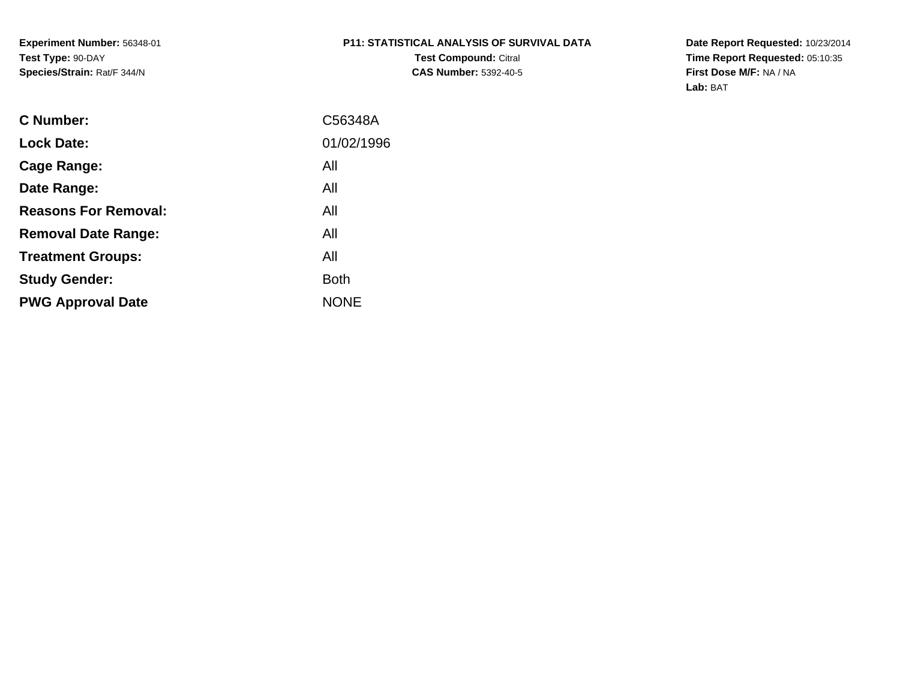**Experiment Number:** 56348-01
**Test Type:** 90-DAY
**Species/Strain:** Rat/F 344/N

**P11: STATISTICAL ANALYSIS OF SURVIVAL DATA**
**Test Compound:** Citral
**CAS Number:** 5392-40-5

**Date Report Requested:** 10/23/2014
**Time Report Requested:** 05:10:35
**First Dose M/F:** NA / NA
**Lab:** BAT

| | |
|---|---|
| **C Number:** | C56348A |
| **Lock Date:** | 01/02/1996 |
| **Cage Range:** | All |
| **Date Range:** | All |
| **Reasons For Removal:** | All |
| **Removal Date Range:** | All |
| **Treatment Groups:** | All |
| **Study Gender:** | Both |
| **PWG Approval Date** | NONE |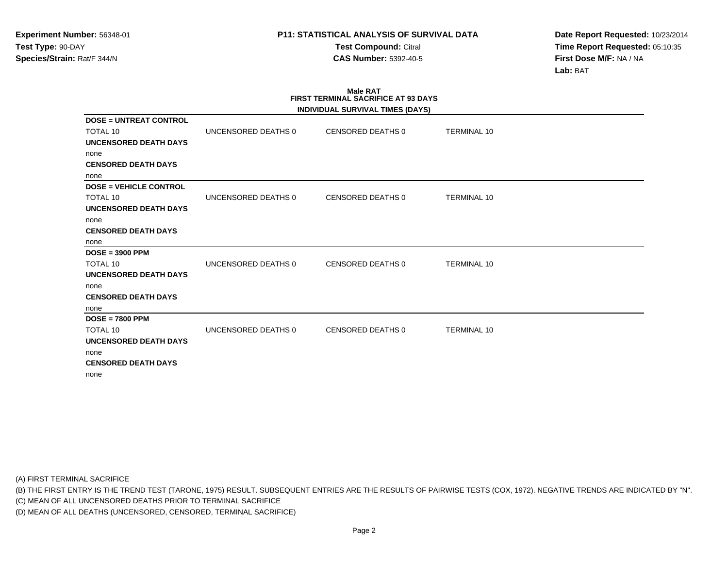**Experiment Number:** 56348-01
**Test Type:** 90-DAY
**Species/Strain:** Rat/F 344/N

**P11: STATISTICAL ANALYSIS OF SURVIVAL DATA**
**Test Compound:** Citral
**CAS Number:** 5392-40-5

**Date Report Requested:** 10/23/2014
**Time Report Requested:** 05:10:35
**First Dose M/F:** NA / NA
**Lab:** BAT

### Male RAT
### FIRST TERMINAL SACRIFICE AT 93 DAYS
### INDIVIDUAL SURVIVAL TIMES (DAYS)

**DOSE = UNTREAT CONTROL**

| TOTAL 10 | UNCENSORED DEATHS 0 | CENSORED DEATHS 0 | TERMINAL 10 |
|---|---|---|---|

**UNCENSORED DEATH DAYS**
none
**CENSORED DEATH DAYS**
none

**DOSE = VEHICLE CONTROL**

| TOTAL 10 | UNCENSORED DEATHS 0 | CENSORED DEATHS 0 | TERMINAL 10 |
|---|---|---|---|

**UNCENSORED DEATH DAYS**
none
**CENSORED DEATH DAYS**
none

**DOSE = 3900 PPM**

| TOTAL 10 | UNCENSORED DEATHS 0 | CENSORED DEATHS 0 | TERMINAL 10 |
|---|---|---|---|

**UNCENSORED DEATH DAYS**
none
**CENSORED DEATH DAYS**
none

**DOSE = 7800 PPM**

| TOTAL 10 | UNCENSORED DEATHS 0 | CENSORED DEATHS 0 | TERMINAL 10 |
|---|---|---|---|

**UNCENSORED DEATH DAYS**
none
**CENSORED DEATH DAYS**
none

(A) FIRST TERMINAL SACRIFICE
(B) THE FIRST ENTRY IS THE TREND TEST (TARONE, 1975) RESULT. SUBSEQUENT ENTRIES ARE THE RESULTS OF PAIRWISE TESTS (COX, 1972). NEGATIVE TRENDS ARE INDICATED BY "N".
(C) MEAN OF ALL UNCENSORED DEATHS PRIOR TO TERMINAL SACRIFICE
(D) MEAN OF ALL DEATHS (UNCENSORED, CENSORED, TERMINAL SACRIFICE)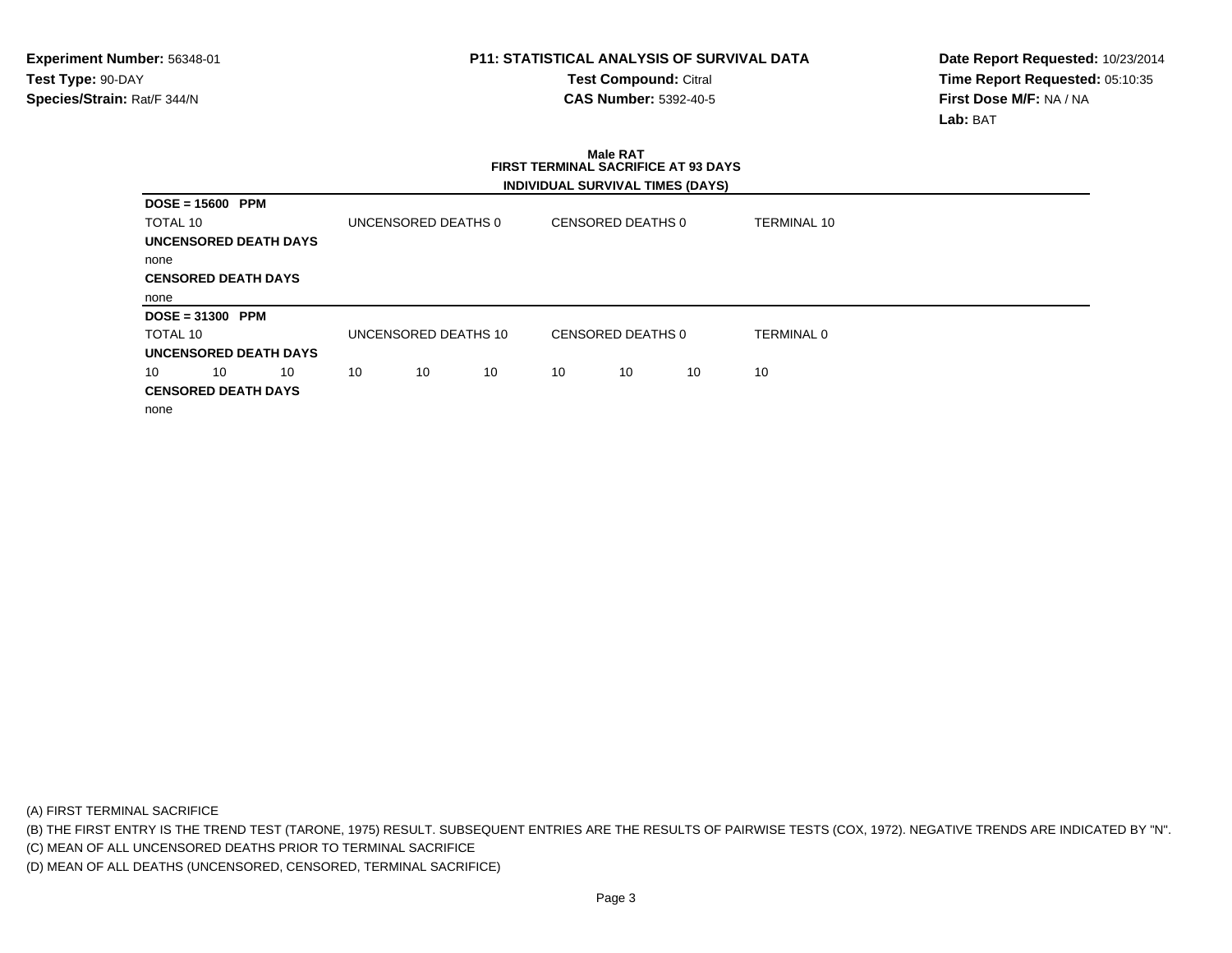**Experiment Number:** 56348-01
**Test Type:** 90-DAY
**Species/Strain:** Rat/F 344/N

**P11: STATISTICAL ANALYSIS OF SURVIVAL DATA**
**Test Compound:** Citral
**CAS Number:** 5392-40-5

**Date Report Requested:** 10/23/2014
**Time Report Requested:** 05:10:35
**First Dose M/F:** NA / NA
**Lab:** BAT

## Male RAT
## FIRST TERMINAL SACRIFICE AT 93 DAYS
### INDIVIDUAL SURVIVAL TIMES (DAYS)

**DOSE = 15600 PPM**

TOTAL 10 | UNCENSORED DEATHS 0 | CENSORED DEATHS 0 | TERMINAL 10

**UNCENSORED DEATH DAYS**

none

**CENSORED DEATH DAYS**

none

**DOSE = 31300 PPM**

TOTAL 10 | UNCENSORED DEATHS 10 | CENSORED DEATHS 0 | TERMINAL 0

**UNCENSORED DEATH DAYS**

10 10 10 10 10 10 10 10 10 10

**CENSORED DEATH DAYS**

none

(A) FIRST TERMINAL SACRIFICE

(B) THE FIRST ENTRY IS THE TREND TEST (TARONE, 1975) RESULT. SUBSEQUENT ENTRIES ARE THE RESULTS OF PAIRWISE TESTS (COX, 1972). NEGATIVE TRENDS ARE INDICATED BY "N".

(C) MEAN OF ALL UNCENSORED DEATHS PRIOR TO TERMINAL SACRIFICE

(D) MEAN OF ALL DEATHS (UNCENSORED, CENSORED, TERMINAL SACRIFICE)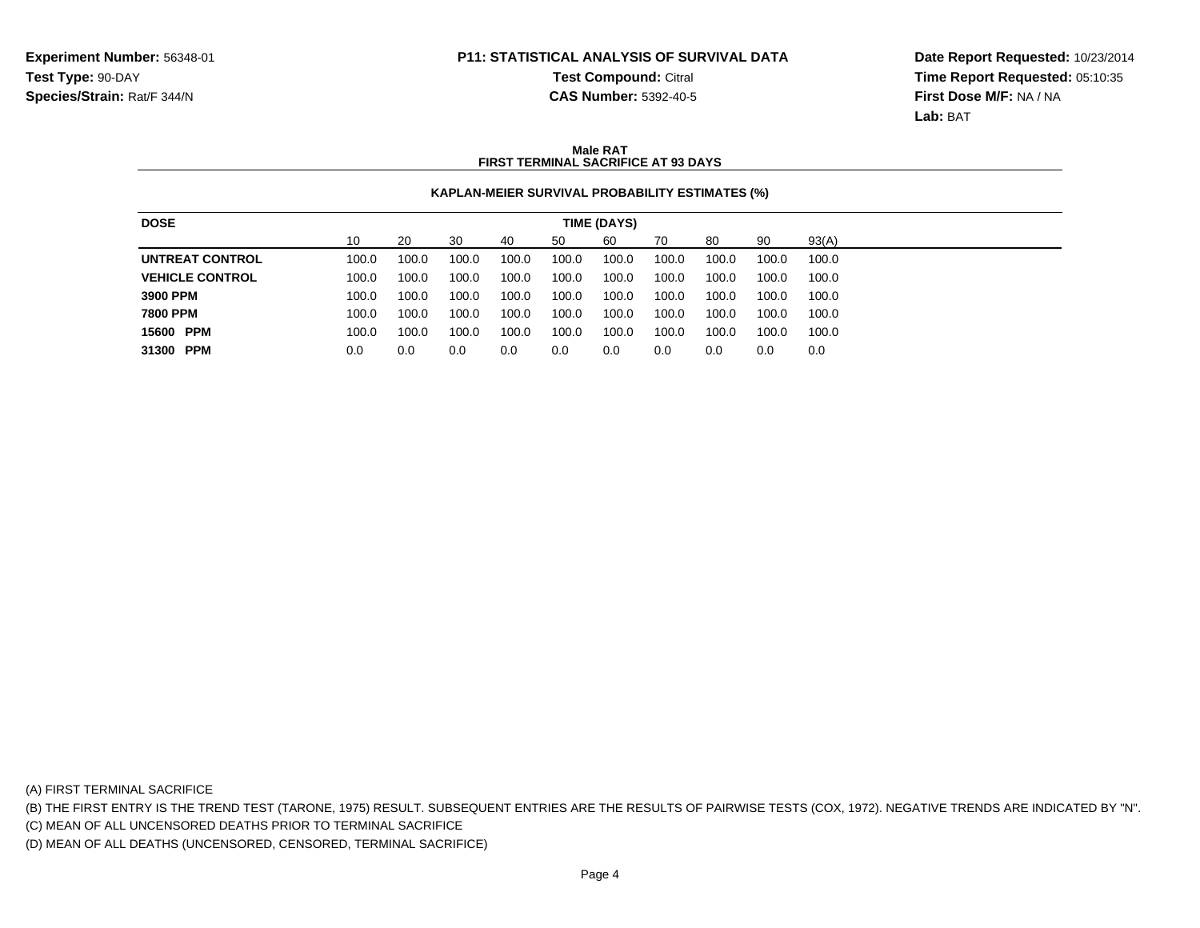**Experiment Number:** 56348-01
**Test Type:** 90-DAY
**Species/Strain:** Rat/F 344/N

**P11: STATISTICAL ANALYSIS OF SURVIVAL DATA**
**Test Compound:** Citral
**CAS Number:** 5392-40-5

**Date Report Requested:** 10/23/2014
**Time Report Requested:** 05:10:35
**First Dose M/F:** NA / NA
**Lab:** BAT

**Male RAT**
**FIRST TERMINAL SACRIFICE AT 93 DAYS**

**KAPLAN-MEIER SURVIVAL PROBABILITY ESTIMATES (%)**

| DOSE | TIME (DAYS) | | | | | | | | | |
|---|---|---|---|---|---|---|---|---|---|---|
| | 10 | 20 | 30 | 40 | 50 | 60 | 70 | 80 | 90 | 93(A) |
| **UNTREAT CONTROL** | 100.0 | 100.0 | 100.0 | 100.0 | 100.0 | 100.0 | 100.0 | 100.0 | 100.0 | 100.0 |
| **VEHICLE CONTROL** | 100.0 | 100.0 | 100.0 | 100.0 | 100.0 | 100.0 | 100.0 | 100.0 | 100.0 | 100.0 |
| **3900 PPM** | 100.0 | 100.0 | 100.0 | 100.0 | 100.0 | 100.0 | 100.0 | 100.0 | 100.0 | 100.0 |
| **7800 PPM** | 100.0 | 100.0 | 100.0 | 100.0 | 100.0 | 100.0 | 100.0 | 100.0 | 100.0 | 100.0 |
| **15600 PPM** | 100.0 | 100.0 | 100.0 | 100.0 | 100.0 | 100.0 | 100.0 | 100.0 | 100.0 | 100.0 |
| **31300 PPM** | 0.0 | 0.0 | 0.0 | 0.0 | 0.0 | 0.0 | 0.0 | 0.0 | 0.0 | 0.0 |

(A) FIRST TERMINAL SACRIFICE
(B) THE FIRST ENTRY IS THE TREND TEST (TARONE, 1975) RESULT. SUBSEQUENT ENTRIES ARE THE RESULTS OF PAIRWISE TESTS (COX, 1972). NEGATIVE TRENDS ARE INDICATED BY "N".
(C) MEAN OF ALL UNCENSORED DEATHS PRIOR TO TERMINAL SACRIFICE
(D) MEAN OF ALL DEATHS (UNCENSORED, CENSORED, TERMINAL SACRIFICE)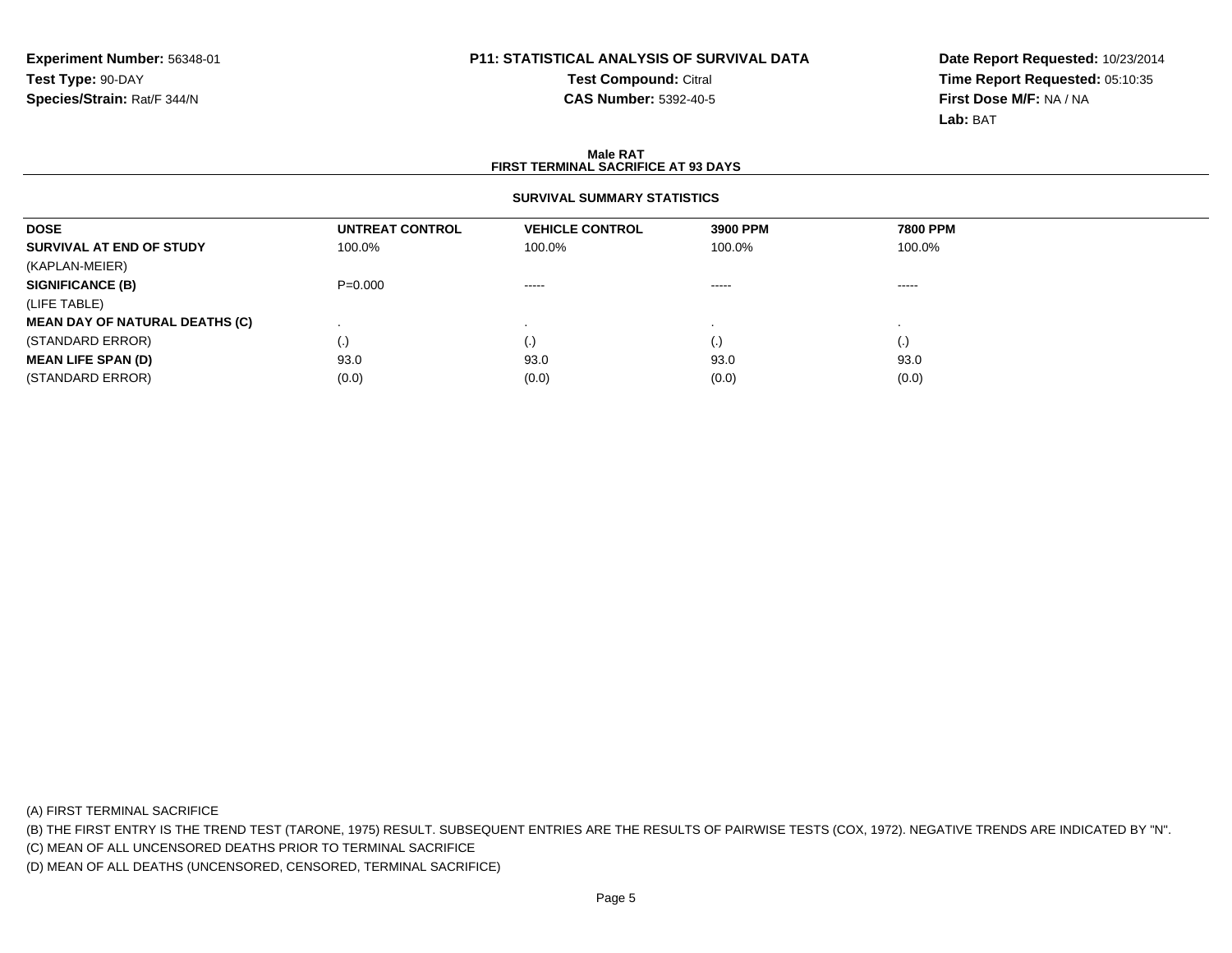**Experiment Number:** 56348-01
**Test Type:** 90-DAY
**Species/Strain:** Rat/F 344/N

**P11: STATISTICAL ANALYSIS OF SURVIVAL DATA**
**Test Compound:** Citral
**CAS Number:** 5392-40-5

**Date Report Requested:** 10/23/2014
**Time Report Requested:** 05:10:35
**First Dose M/F:** NA / NA
**Lab:** BAT

## Male RAT
## FIRST TERMINAL SACRIFICE AT 93 DAYS

### SURVIVAL SUMMARY STATISTICS

| DOSE | UNTREAT CONTROL | VEHICLE CONTROL | 3900 PPM | 7800 PPM |
|---|---|---|---|---|
| **SURVIVAL AT END OF STUDY** | 100.0% | 100.0% | 100.0% | 100.0% |
| (KAPLAN-MEIER) | | | | |
| **SIGNIFICANCE (B)** | P=0.000 | ----- | ----- | ----- |
| (LIFE TABLE) | | | | |
| **MEAN DAY OF NATURAL DEATHS (C)** | . | . | . | . |
| (STANDARD ERROR) | (.) | (.) | (.) | (.) |
| **MEAN LIFE SPAN (D)** | 93.0 | 93.0 | 93.0 | 93.0 |
| (STANDARD ERROR) | (0.0) | (0.0) | (0.0) | (0.0) |

(A) FIRST TERMINAL SACRIFICE
(B) THE FIRST ENTRY IS THE TREND TEST (TARONE, 1975) RESULT. SUBSEQUENT ENTRIES ARE THE RESULTS OF PAIRWISE TESTS (COX, 1972). NEGATIVE TRENDS ARE INDICATED BY "N".
(C) MEAN OF ALL UNCENSORED DEATHS PRIOR TO TERMINAL SACRIFICE
(D) MEAN OF ALL DEATHS (UNCENSORED, CENSORED, TERMINAL SACRIFICE)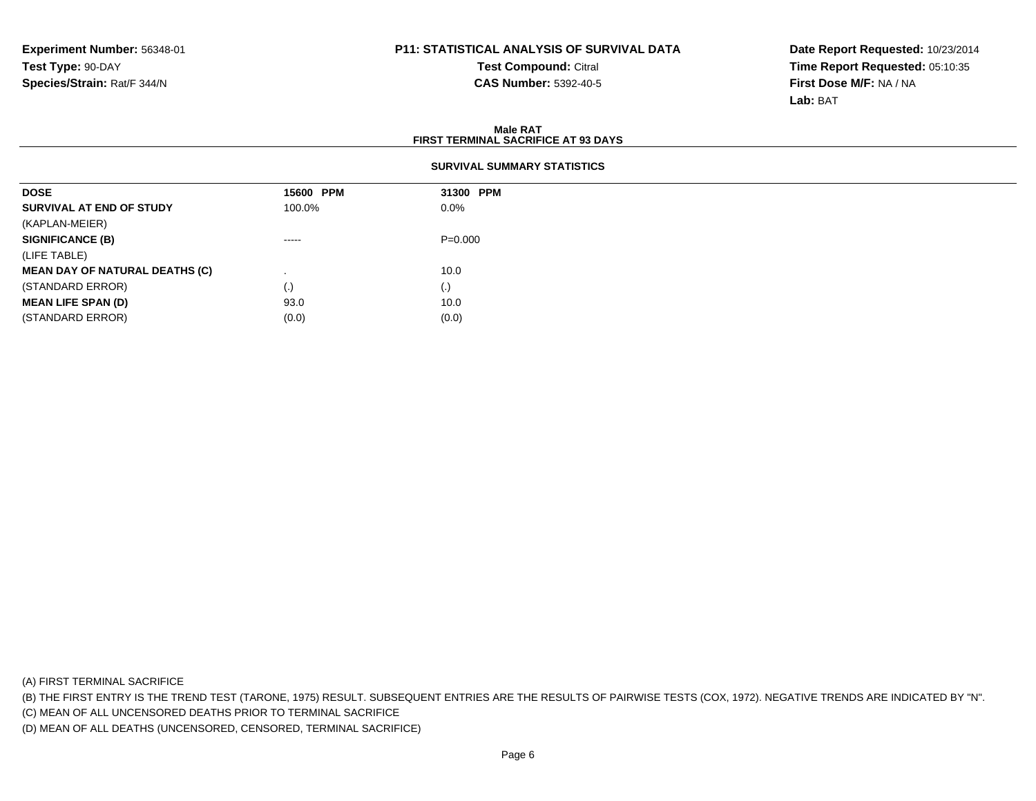**Experiment Number:** 56348-01
**Test Type:** 90-DAY
**Species/Strain:** Rat/F 344/N

**P11: STATISTICAL ANALYSIS OF SURVIVAL DATA**
**Test Compound:** Citral
**CAS Number:** 5392-40-5

**Date Report Requested:** 10/23/2014
**Time Report Requested:** 05:10:35
**First Dose M/F:** NA / NA
**Lab:** BAT

**Male RAT**
**FIRST TERMINAL SACRIFICE AT 93 DAYS**

**SURVIVAL SUMMARY STATISTICS**

| DOSE | 15600 PPM | 31300 PPM |
|---|---|---|
| **SURVIVAL AT END OF STUDY** | 100.0% | 0.0% |
| (KAPLAN-MEIER) | | |
| **SIGNIFICANCE (B)** | ----- | P=0.000 |
| (LIFE TABLE) | | |
| **MEAN DAY OF NATURAL DEATHS (C)** | . | 10.0 |
| (STANDARD ERROR) | (.) | (.) |
| **MEAN LIFE SPAN (D)** | 93.0 | 10.0 |
| (STANDARD ERROR) | (0.0) | (0.0) |

(A) FIRST TERMINAL SACRIFICE
(B) THE FIRST ENTRY IS THE TREND TEST (TARONE, 1975) RESULT. SUBSEQUENT ENTRIES ARE THE RESULTS OF PAIRWISE TESTS (COX, 1972). NEGATIVE TRENDS ARE INDICATED BY "N".
(C) MEAN OF ALL UNCENSORED DEATHS PRIOR TO TERMINAL SACRIFICE
(D) MEAN OF ALL DEATHS (UNCENSORED, CENSORED, TERMINAL SACRIFICE)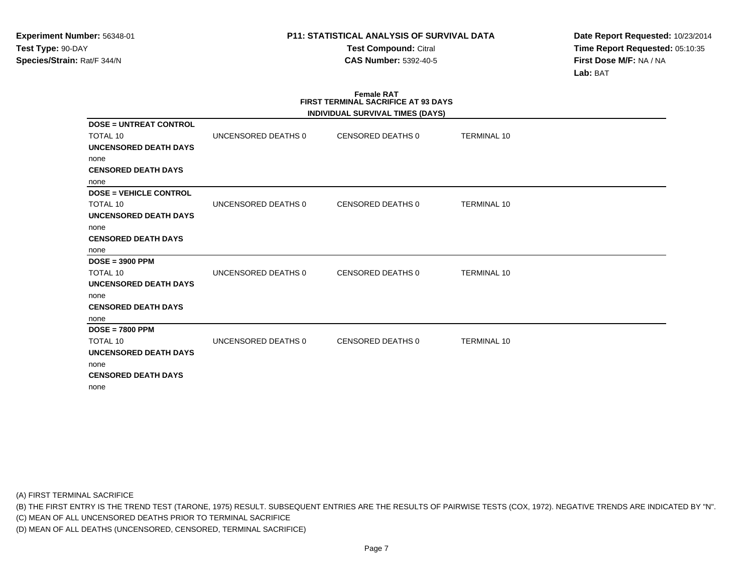**Experiment Number:** 56348-01
**Test Type:** 90-DAY
**Species/Strain:** Rat/F 344/N

**P11: STATISTICAL ANALYSIS OF SURVIVAL DATA**
**Test Compound:** Citral
**CAS Number:** 5392-40-5

**Date Report Requested:** 10/23/2014
**Time Report Requested:** 05:10:35
**First Dose M/F:** NA / NA
**Lab:** BAT

**Female RAT**
**FIRST TERMINAL SACRIFICE AT 93 DAYS**
**INDIVIDUAL SURVIVAL TIMES (DAYS)**

**DOSE = UNTREAT CONTROL**

TOTAL 10 | UNCENSORED DEATHS 0 | CENSORED DEATHS 0 | TERMINAL 10

**UNCENSORED DEATH DAYS**

none

**CENSORED DEATH DAYS**

none

**DOSE = VEHICLE CONTROL**

TOTAL 10 | UNCENSORED DEATHS 0 | CENSORED DEATHS 0 | TERMINAL 10

**UNCENSORED DEATH DAYS**

none

**CENSORED DEATH DAYS**

none

**DOSE = 3900 PPM**

TOTAL 10 | UNCENSORED DEATHS 0 | CENSORED DEATHS 0 | TERMINAL 10

**UNCENSORED DEATH DAYS**

none

**CENSORED DEATH DAYS**

none

**DOSE = 7800 PPM**

TOTAL 10 | UNCENSORED DEATHS 0 | CENSORED DEATHS 0 | TERMINAL 10

**UNCENSORED DEATH DAYS**

none

**CENSORED DEATH DAYS**

none

(A) FIRST TERMINAL SACRIFICE
(B) THE FIRST ENTRY IS THE TREND TEST (TARONE, 1975) RESULT. SUBSEQUENT ENTRIES ARE THE RESULTS OF PAIRWISE TESTS (COX, 1972). NEGATIVE TRENDS ARE INDICATED BY "N".
(C) MEAN OF ALL UNCENSORED DEATHS PRIOR TO TERMINAL SACRIFICE
(D) MEAN OF ALL DEATHS (UNCENSORED, CENSORED, TERMINAL SACRIFICE)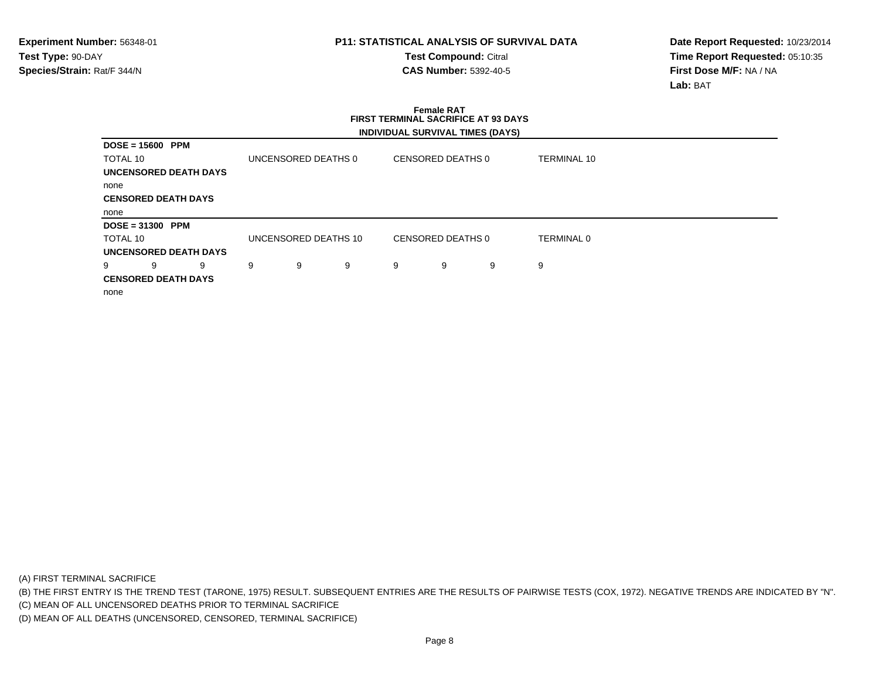**Experiment Number:** 56348-01
**Test Type:** 90-DAY
**Species/Strain:** Rat/F 344/N

**P11: STATISTICAL ANALYSIS OF SURVIVAL DATA**
**Test Compound:** Citral
**CAS Number:** 5392-40-5

**Date Report Requested:** 10/23/2014
**Time Report Requested:** 05:10:35
**First Dose M/F:** NA / NA
**Lab:** BAT

## Female RAT
## FIRST TERMINAL SACRIFICE AT 93 DAYS
### INDIVIDUAL SURVIVAL TIMES (DAYS)

**DOSE = 15600 PPM**

TOTAL 10 | UNCENSORED DEATHS 0 | CENSORED DEATHS 0 | TERMINAL 10

**UNCENSORED DEATH DAYS**

none

**CENSORED DEATH DAYS**

none

**DOSE = 31300 PPM**

TOTAL 10 | UNCENSORED DEATHS 10 | CENSORED DEATHS 0 | TERMINAL 0

**UNCENSORED DEATH DAYS**

9 9 9 9 9 9 9 9 9 9

**CENSORED DEATH DAYS**

none

(A) FIRST TERMINAL SACRIFICE
(B) THE FIRST ENTRY IS THE TREND TEST (TARONE, 1975) RESULT. SUBSEQUENT ENTRIES ARE THE RESULTS OF PAIRWISE TESTS (COX, 1972). NEGATIVE TRENDS ARE INDICATED BY "N".
(C) MEAN OF ALL UNCENSORED DEATHS PRIOR TO TERMINAL SACRIFICE
(D) MEAN OF ALL DEATHS (UNCENSORED, CENSORED, TERMINAL SACRIFICE)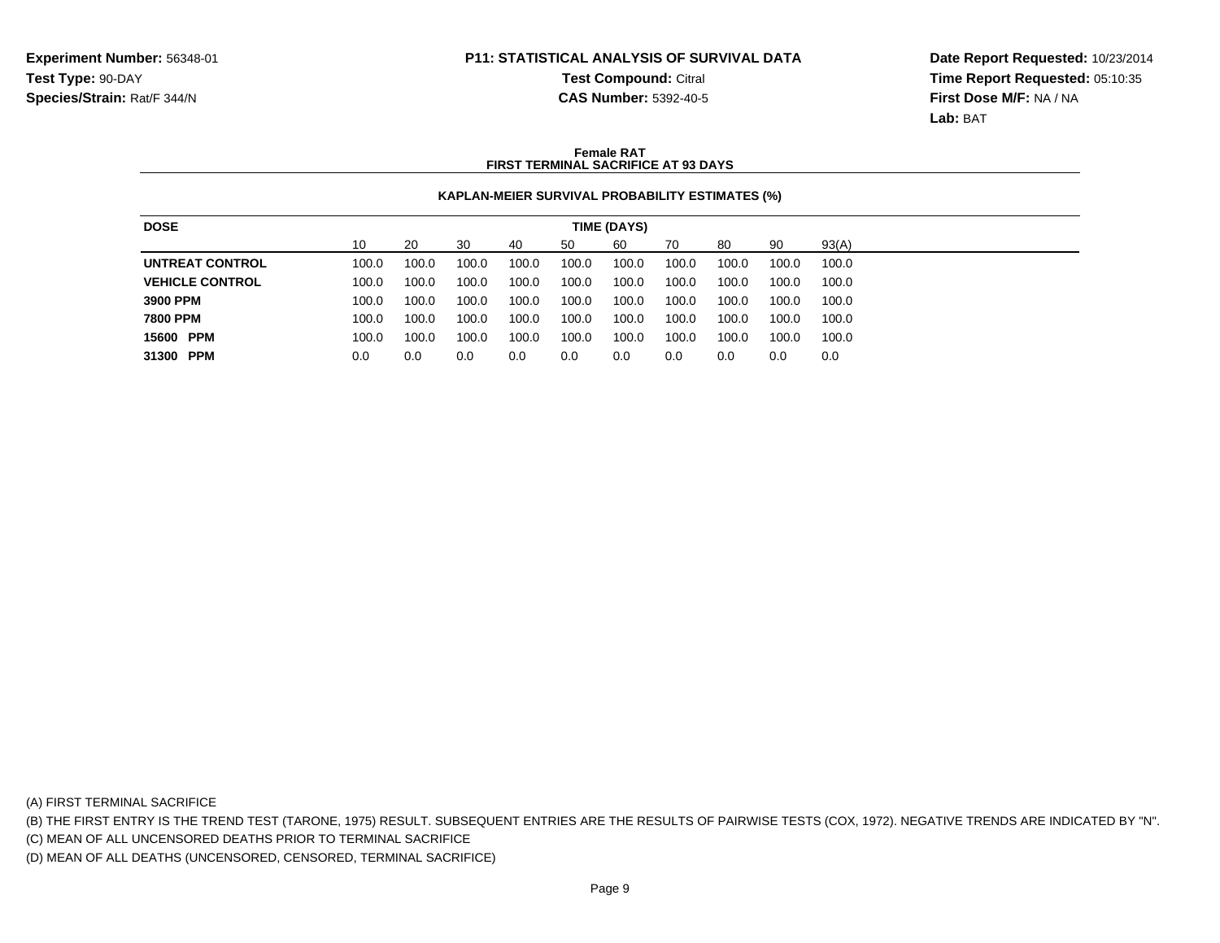**Experiment Number:** 56348-01
**Test Type:** 90-DAY
**Species/Strain:** Rat/F 344/N

**P11: STATISTICAL ANALYSIS OF SURVIVAL DATA**
**Test Compound:** Citral
**CAS Number:** 5392-40-5

**Date Report Requested:** 10/23/2014
**Time Report Requested:** 05:10:35
**First Dose M/F:** NA / NA
**Lab:** BAT

## Female RAT
## FIRST TERMINAL SACRIFICE AT 93 DAYS

### KAPLAN-MEIER SURVIVAL PROBABILITY ESTIMATES (%)

| DOSE | TIME (DAYS) | | | | | | | | | |
|---|---|---|---|---|---|---|---|---|---|---|
| | 10 | 20 | 30 | 40 | 50 | 60 | 70 | 80 | 90 | 93(A) |
| **UNTREAT CONTROL** | 100.0 | 100.0 | 100.0 | 100.0 | 100.0 | 100.0 | 100.0 | 100.0 | 100.0 | 100.0 |
| **VEHICLE CONTROL** | 100.0 | 100.0 | 100.0 | 100.0 | 100.0 | 100.0 | 100.0 | 100.0 | 100.0 | 100.0 |
| **3900 PPM** | 100.0 | 100.0 | 100.0 | 100.0 | 100.0 | 100.0 | 100.0 | 100.0 | 100.0 | 100.0 |
| **7800 PPM** | 100.0 | 100.0 | 100.0 | 100.0 | 100.0 | 100.0 | 100.0 | 100.0 | 100.0 | 100.0 |
| **15600 PPM** | 100.0 | 100.0 | 100.0 | 100.0 | 100.0 | 100.0 | 100.0 | 100.0 | 100.0 | 100.0 |
| **31300 PPM** | 0.0 | 0.0 | 0.0 | 0.0 | 0.0 | 0.0 | 0.0 | 0.0 | 0.0 | 0.0 |

(A) FIRST TERMINAL SACRIFICE
(B) THE FIRST ENTRY IS THE TREND TEST (TARONE, 1975) RESULT. SUBSEQUENT ENTRIES ARE THE RESULTS OF PAIRWISE TESTS (COX, 1972). NEGATIVE TRENDS ARE INDICATED BY "N".
(C) MEAN OF ALL UNCENSORED DEATHS PRIOR TO TERMINAL SACRIFICE
(D) MEAN OF ALL DEATHS (UNCENSORED, CENSORED, TERMINAL SACRIFICE)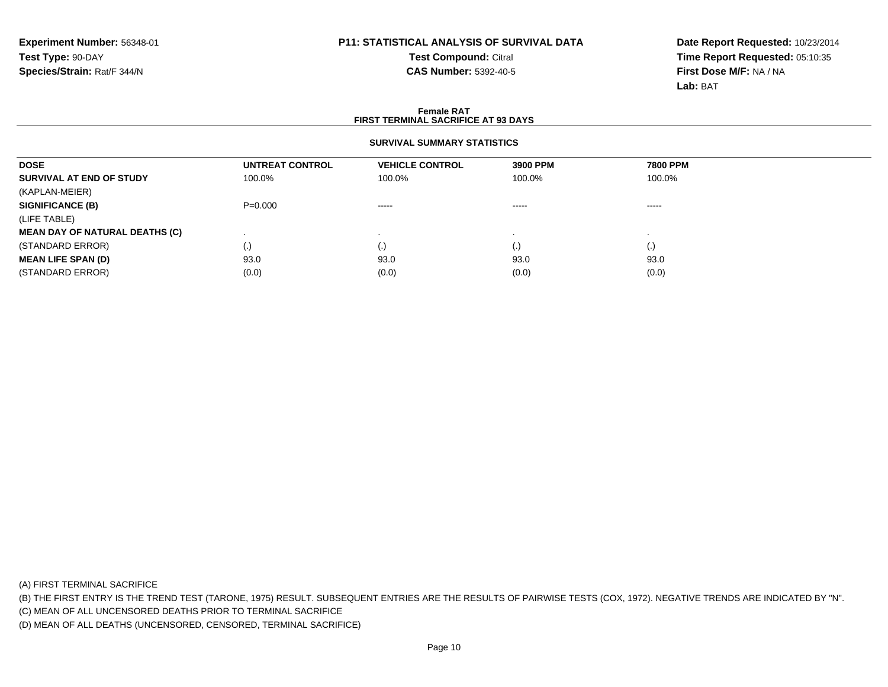**Experiment Number:** 56348-01
**Test Type:** 90-DAY
**Species/Strain:** Rat/F 344/N

**P11: STATISTICAL ANALYSIS OF SURVIVAL DATA**
**Test Compound:** Citral
**CAS Number:** 5392-40-5

**Date Report Requested:** 10/23/2014
**Time Report Requested:** 05:10:35
**First Dose M/F:** NA / NA
**Lab:** BAT

## Female RAT
## FIRST TERMINAL SACRIFICE AT 93 DAYS

### SURVIVAL SUMMARY STATISTICS

| DOSE | UNTREAT CONTROL | VEHICLE CONTROL | 3900 PPM | 7800 PPM |
|---|---|---|---|---|
| **SURVIVAL AT END OF STUDY** | 100.0% | 100.0% | 100.0% | 100.0% |
| (KAPLAN-MEIER) | | | | |
| **SIGNIFICANCE (B)** | P=0.000 | ----- | ----- | ----- |
| (LIFE TABLE) | | | | |
| **MEAN DAY OF NATURAL DEATHS (C)** | . | . | . | . |
| (STANDARD ERROR) | (.) | (.) | (.) | (.) |
| **MEAN LIFE SPAN (D)** | 93.0 | 93.0 | 93.0 | 93.0 |
| (STANDARD ERROR) | (0.0) | (0.0) | (0.0) | (0.0) |

(A) FIRST TERMINAL SACRIFICE
(B) THE FIRST ENTRY IS THE TREND TEST (TARONE, 1975) RESULT. SUBSEQUENT ENTRIES ARE THE RESULTS OF PAIRWISE TESTS (COX, 1972). NEGATIVE TRENDS ARE INDICATED BY "N".
(C) MEAN OF ALL UNCENSORED DEATHS PRIOR TO TERMINAL SACRIFICE
(D) MEAN OF ALL DEATHS (UNCENSORED, CENSORED, TERMINAL SACRIFICE)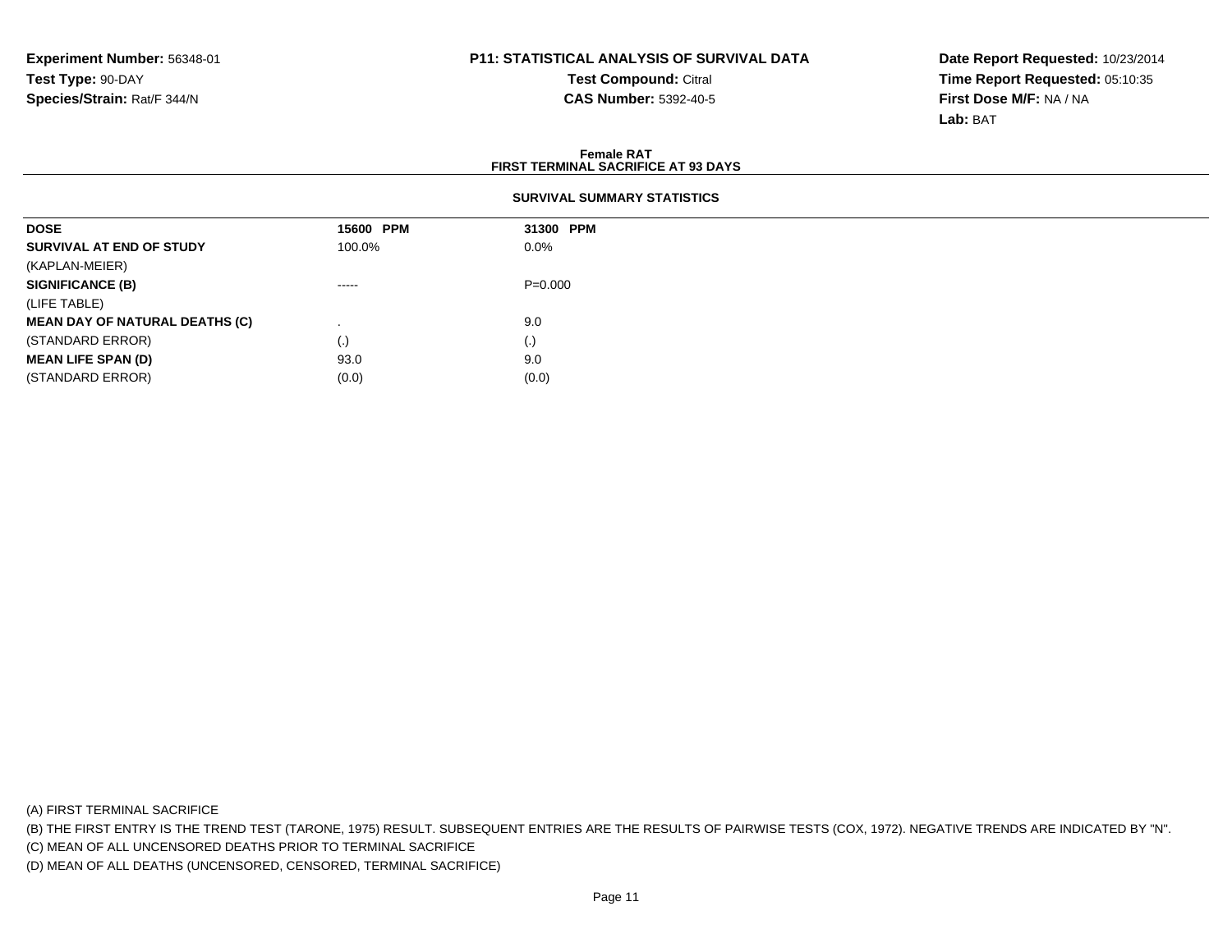**Experiment Number:** 56348-01
**Test Type:** 90-DAY
**Species/Strain:** Rat/F 344/N

**P11: STATISTICAL ANALYSIS OF SURVIVAL DATA**
**Test Compound:** Citral
**CAS Number:** 5392-40-5

**Date Report Requested:** 10/23/2014
**Time Report Requested:** 05:10:35
**First Dose M/F:** NA / NA
**Lab:** BAT

**Female RAT**
**FIRST TERMINAL SACRIFICE AT 93 DAYS**

**SURVIVAL SUMMARY STATISTICS**

| **DOSE** | **15600 PPM** | **31300 PPM** |
|---|---|---|
| **SURVIVAL AT END OF STUDY** | 100.0% | 0.0% |
| (KAPLAN-MEIER) | | |
| **SIGNIFICANCE (B)** | ----- | P=0.000 |
| (LIFE TABLE) | | |
| **MEAN DAY OF NATURAL DEATHS (C)** | . | 9.0 |
| (STANDARD ERROR) | (.) | (.) |
| **MEAN LIFE SPAN (D)** | 93.0 | 9.0 |
| (STANDARD ERROR) | (0.0) | (0.0) |

(A) FIRST TERMINAL SACRIFICE
(B) THE FIRST ENTRY IS THE TREND TEST (TARONE, 1975) RESULT. SUBSEQUENT ENTRIES ARE THE RESULTS OF PAIRWISE TESTS (COX, 1972). NEGATIVE TRENDS ARE INDICATED BY "N".
(C) MEAN OF ALL UNCENSORED DEATHS PRIOR TO TERMINAL SACRIFICE
(D) MEAN OF ALL DEATHS (UNCENSORED, CENSORED, TERMINAL SACRIFICE)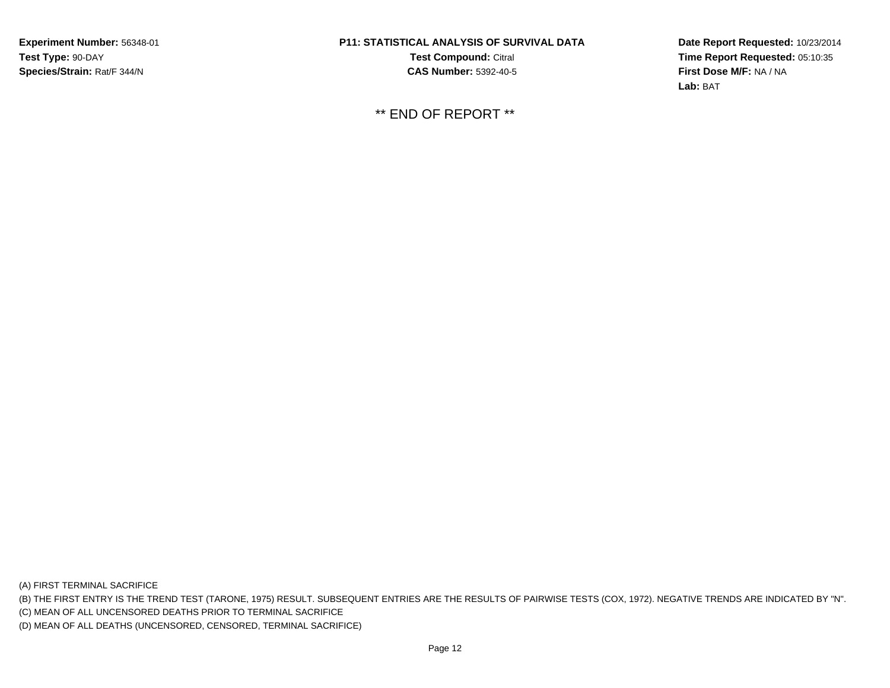**Experiment Number:** 56348-01
**Test Type:** 90-DAY
**Species/Strain:** Rat/F 344/N

**P11: STATISTICAL ANALYSIS OF SURVIVAL DATA**
**Test Compound:** Citral
**CAS Number:** 5392-40-5

**Date Report Requested:** 10/23/2014
**Time Report Requested:** 05:10:35
**First Dose M/F:** NA / NA
**Lab:** BAT

** END OF REPORT **

(A) FIRST TERMINAL SACRIFICE
(B) THE FIRST ENTRY IS THE TREND TEST (TARONE, 1975) RESULT. SUBSEQUENT ENTRIES ARE THE RESULTS OF PAIRWISE TESTS (COX, 1972). NEGATIVE TRENDS ARE INDICATED BY "N".
(C) MEAN OF ALL UNCENSORED DEATHS PRIOR TO TERMINAL SACRIFICE
(D) MEAN OF ALL DEATHS (UNCENSORED, CENSORED, TERMINAL SACRIFICE)